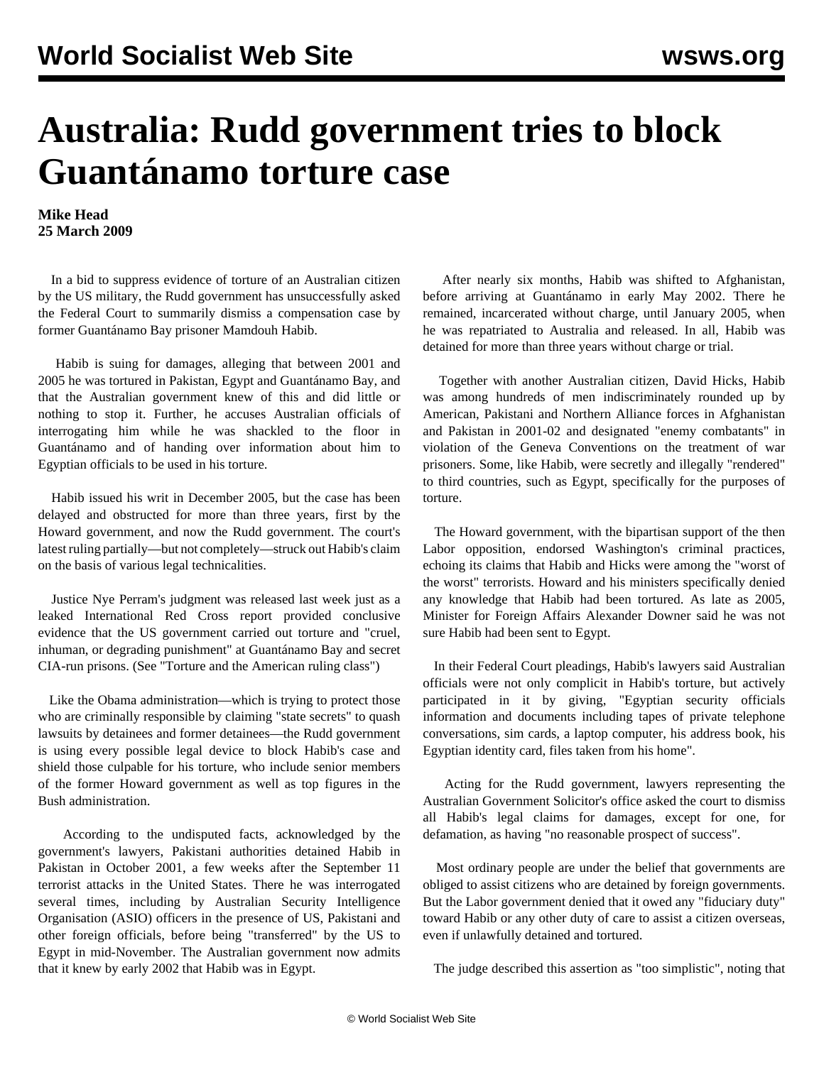# Australia: Rudd government tries to block Guantánamo torture case

**Mike Head**
**25 March 2009**

In a bid to suppress evidence of torture of an Australian citizen by the US military, the Rudd government has unsuccessfully asked the Federal Court to summarily dismiss a compensation case by former Guantánamo Bay prisoner Mamdouh Habib.

Habib is suing for damages, alleging that between 2001 and 2005 he was tortured in Pakistan, Egypt and Guantánamo Bay, and that the Australian government knew of this and did little or nothing to stop it. Further, he accuses Australian officials of interrogating him while he was shackled to the floor in Guantánamo and of handing over information about him to Egyptian officials to be used in his torture.

Habib issued his writ in December 2005, but the case has been delayed and obstructed for more than three years, first by the Howard government, and now the Rudd government. The court's latest ruling partially—but not completely—struck out Habib's claim on the basis of various legal technicalities.

Justice Nye Perram's judgment was released last week just as a leaked International Red Cross report provided conclusive evidence that the US government carried out torture and "cruel, inhuman, or degrading punishment" at Guantánamo Bay and secret CIA-run prisons. (See "Torture and the American ruling class")

Like the Obama administration—which is trying to protect those who are criminally responsible by claiming "state secrets" to quash lawsuits by detainees and former detainees—the Rudd government is using every possible legal device to block Habib's case and shield those culpable for his torture, who include senior members of the former Howard government as well as top figures in the Bush administration.

According to the undisputed facts, acknowledged by the government's lawyers, Pakistani authorities detained Habib in Pakistan in October 2001, a few weeks after the September 11 terrorist attacks in the United States. There he was interrogated several times, including by Australian Security Intelligence Organisation (ASIO) officers in the presence of US, Pakistani and other foreign officials, before being "transferred" by the US to Egypt in mid-November. The Australian government now admits that it knew by early 2002 that Habib was in Egypt.

After nearly six months, Habib was shifted to Afghanistan, before arriving at Guantánamo in early May 2002. There he remained, incarcerated without charge, until January 2005, when he was repatriated to Australia and released. In all, Habib was detained for more than three years without charge or trial.

Together with another Australian citizen, David Hicks, Habib was among hundreds of men indiscriminately rounded up by American, Pakistani and Northern Alliance forces in Afghanistan and Pakistan in 2001-02 and designated "enemy combatants" in violation of the Geneva Conventions on the treatment of war prisoners. Some, like Habib, were secretly and illegally "rendered" to third countries, such as Egypt, specifically for the purposes of torture.

The Howard government, with the bipartisan support of the then Labor opposition, endorsed Washington's criminal practices, echoing its claims that Habib and Hicks were among the "worst of the worst" terrorists. Howard and his ministers specifically denied any knowledge that Habib had been tortured. As late as 2005, Minister for Foreign Affairs Alexander Downer said he was not sure Habib had been sent to Egypt.

In their Federal Court pleadings, Habib's lawyers said Australian officials were not only complicit in Habib's torture, but actively participated in it by giving, "Egyptian security officials information and documents including tapes of private telephone conversations, sim cards, a laptop computer, his address book, his Egyptian identity card, files taken from his home".

Acting for the Rudd government, lawyers representing the Australian Government Solicitor's office asked the court to dismiss all Habib's legal claims for damages, except for one, for defamation, as having "no reasonable prospect of success".

Most ordinary people are under the belief that governments are obliged to assist citizens who are detained by foreign governments. But the Labor government denied that it owed any "fiduciary duty" toward Habib or any other duty of care to assist a citizen overseas, even if unlawfully detained and tortured.

The judge described this assertion as "too simplistic", noting that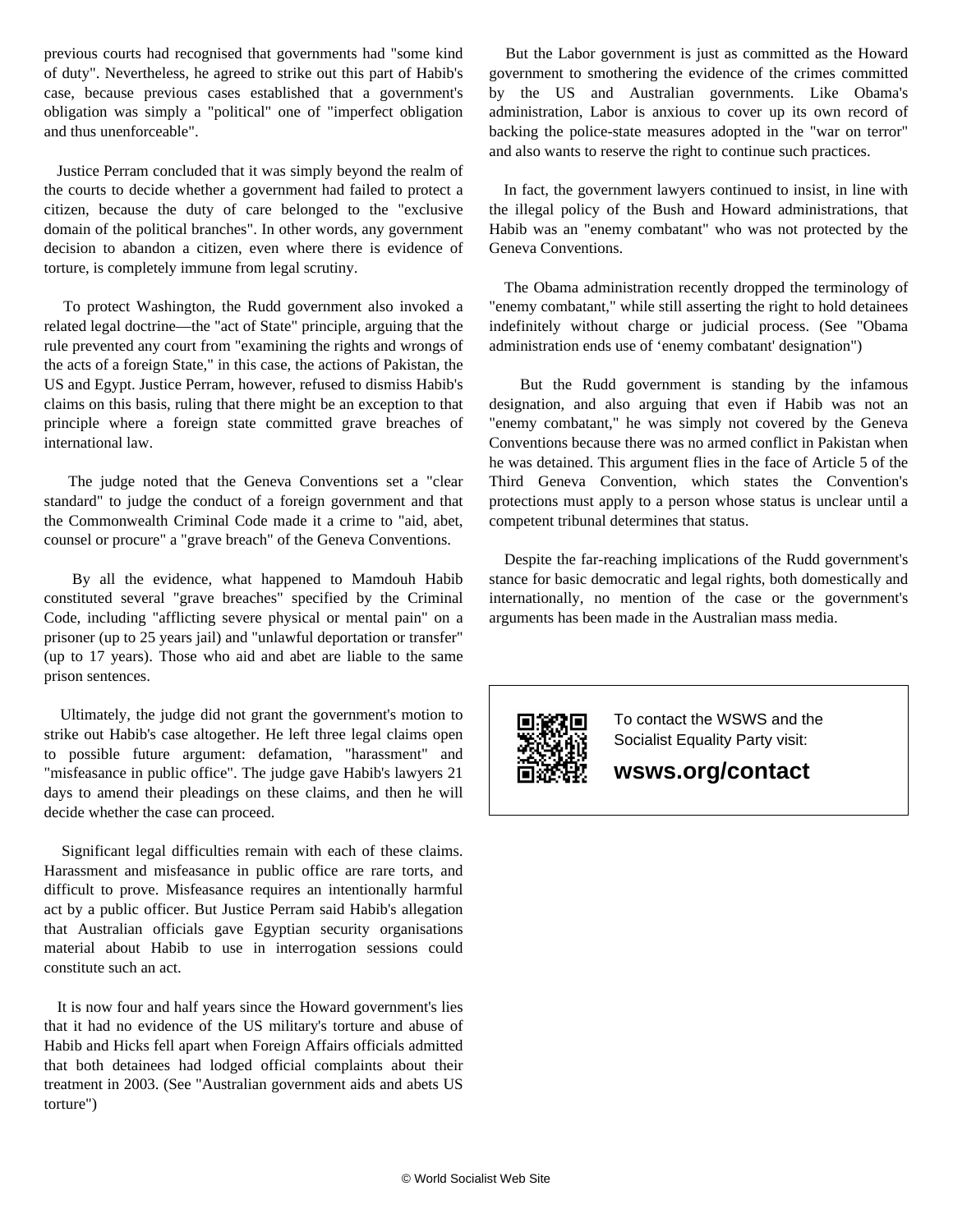previous courts had recognised that governments had "some kind of duty". Nevertheless, he agreed to strike out this part of Habib's case, because previous cases established that a government's obligation was simply a "political" one of "imperfect obligation and thus unenforceable".

Justice Perram concluded that it was simply beyond the realm of the courts to decide whether a government had failed to protect a citizen, because the duty of care belonged to the "exclusive domain of the political branches". In other words, any government decision to abandon a citizen, even where there is evidence of torture, is completely immune from legal scrutiny.

To protect Washington, the Rudd government also invoked a related legal doctrine—the "act of State" principle, arguing that the rule prevented any court from "examining the rights and wrongs of the acts of a foreign State," in this case, the actions of Pakistan, the US and Egypt. Justice Perram, however, refused to dismiss Habib's claims on this basis, ruling that there might be an exception to that principle where a foreign state committed grave breaches of international law.

The judge noted that the Geneva Conventions set a "clear standard" to judge the conduct of a foreign government and that the Commonwealth Criminal Code made it a crime to "aid, abet, counsel or procure" a "grave breach" of the Geneva Conventions.

By all the evidence, what happened to Mamdouh Habib constituted several "grave breaches" specified by the Criminal Code, including "afflicting severe physical or mental pain" on a prisoner (up to 25 years jail) and "unlawful deportation or transfer" (up to 17 years). Those who aid and abet are liable to the same prison sentences.

Ultimately, the judge did not grant the government's motion to strike out Habib's case altogether. He left three legal claims open to possible future argument: defamation, "harassment" and "misfeasance in public office". The judge gave Habib's lawyers 21 days to amend their pleadings on these claims, and then he will decide whether the case can proceed.

Significant legal difficulties remain with each of these claims. Harassment and misfeasance in public office are rare torts, and difficult to prove. Misfeasance requires an intentionally harmful act by a public officer. But Justice Perram said Habib's allegation that Australian officials gave Egyptian security organisations material about Habib to use in interrogation sessions could constitute such an act.

It is now four and half years since the Howard government's lies that it had no evidence of the US military's torture and abuse of Habib and Hicks fell apart when Foreign Affairs officials admitted that both detainees had lodged official complaints about their treatment in 2003. (See "Australian government aids and abets US torture")

But the Labor government is just as committed as the Howard government to smothering the evidence of the crimes committed by the US and Australian governments. Like Obama's administration, Labor is anxious to cover up its own record of backing the police-state measures adopted in the "war on terror" and also wants to reserve the right to continue such practices.

In fact, the government lawyers continued to insist, in line with the illegal policy of the Bush and Howard administrations, that Habib was an "enemy combatant" who was not protected by the Geneva Conventions.

The Obama administration recently dropped the terminology of "enemy combatant," while still asserting the right to hold detainees indefinitely without charge or judicial process. (See "Obama administration ends use of 'enemy combatant' designation")

But the Rudd government is standing by the infamous designation, and also arguing that even if Habib was not an "enemy combatant," he was simply not covered by the Geneva Conventions because there was no armed conflict in Pakistan when he was detained. This argument flies in the face of Article 5 of the Third Geneva Convention, which states the Convention's protections must apply to a person whose status is unclear until a competent tribunal determines that status.

Despite the far-reaching implications of the Rudd government's stance for basic democratic and legal rights, both domestically and internationally, no mention of the case or the government's arguments has been made in the Australian mass media.

To contact the WSWS and the Socialist Equality Party visit:

**wsws.org/contact**